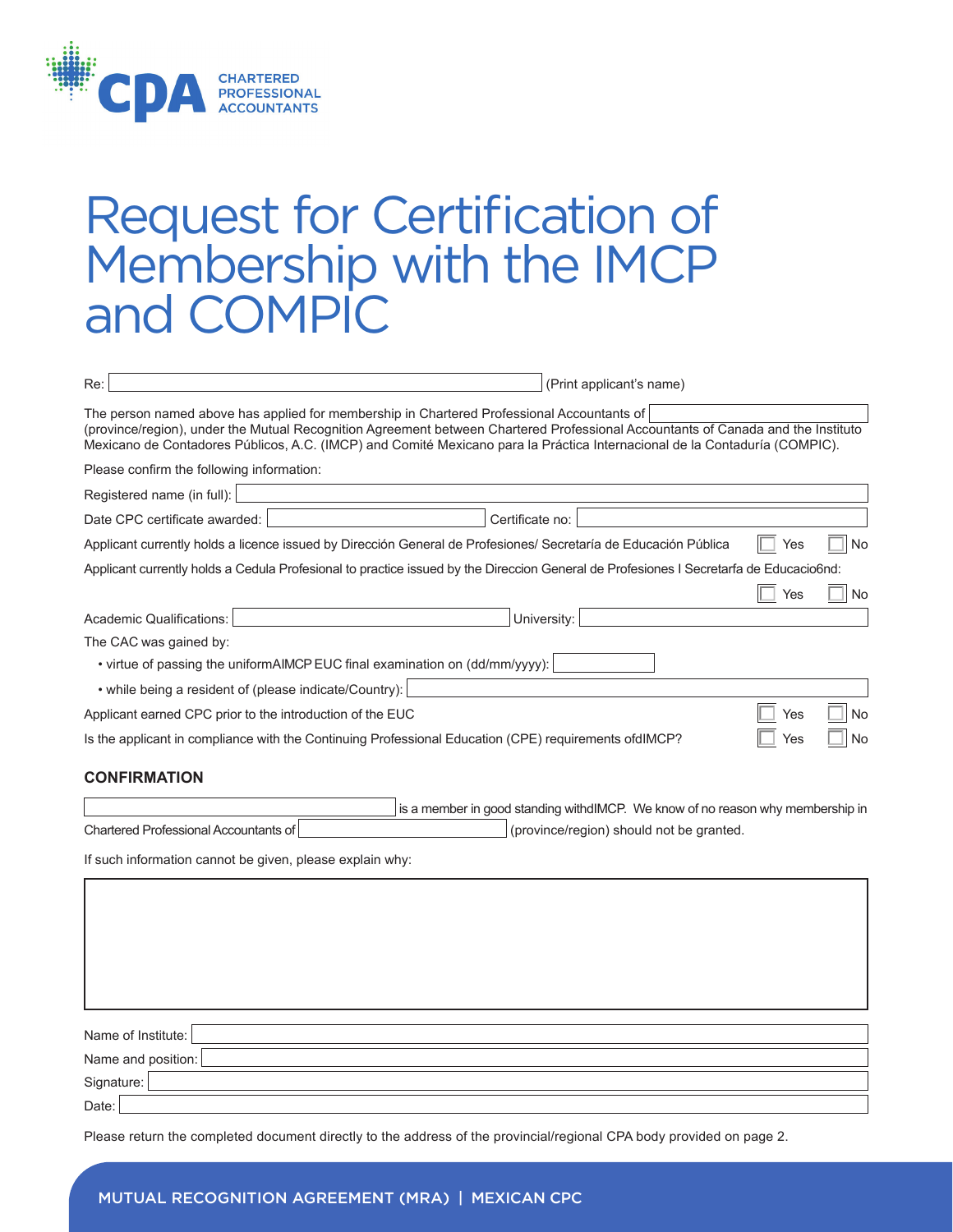CHARTERED PROFESSIONAL ACCOUNTANTS

# Request for Certification of Membership with the IMCP and COMPIC

Re: \_\_\_\_\_\_\_\_\_\_\_\_\_\_\_\_\_\_\_\_ (Print applicant's name)

The person named above has applied for membership in Chartered Professional Accountants of \_\_\_\_\_\_\_\_\_\_\_\_ (province/region), under the Mutual Recognition Agreement between Chartered Professional Accountants of Canada and the Instituto Mexicano de Contadores Públicos, A.C. (IMCP) and Comité Mexicano para la Práctica Internacional de la Contaduría (COMPIC).

Please confirm the following information:

Registered name (in full): \_\_\_\_\_\_\_\_\_\_\_\_

Date CPC certificate awarded: \_\_\_\_\_\_\_\_\_\_\_\_ Certificate no: \_\_\_\_\_\_\_\_\_\_\_\_

Applicant currently holds a licence issued by Dirección General de Profesiones/ Secretaría de Educación Pública ☐ Yes ☐ No

Applicant currently holds a Cedula Profesional to practice issued by the Direccion General de Profesiones I Secretarfa de Educacio6nd: ☐ Yes ☐ No

Academic Qualifications: \_\_\_\_\_\_\_\_\_\_\_\_ University: \_\_\_\_\_\_\_\_\_\_\_\_

The CAC was gained by:

- virtue of passing the uniformAIMCP EUC final examination on (dd/mm/yyyy): \_\_\_\_\_\_\_\_\_\_\_\_
- while being a resident of (please indicate/Country): \_\_\_\_\_\_\_\_\_\_\_\_

Applicant earned CPC prior to the introduction of the EUC ☐ Yes ☐ No

Is the applicant in compliance with the Continuing Professional Education (CPE) requirements ofdIMCP? ☐ Yes ☐ No

### CONFIRMATION

\_\_\_\_\_\_\_\_\_\_\_\_ is a member in good standing withdIMCP. We know of no reason why membership in Chartered Professional Accountants of \_\_\_\_\_\_\_\_\_\_\_\_ (province/region) should not be granted.

If such information cannot be given, please explain why:

Name of Institute: \_\_\_\_\_\_\_\_\_\_\_\_

Name and position: \_\_\_\_\_\_\_\_\_\_\_\_

Signature: \_\_\_\_\_\_\_\_\_\_\_\_

Date: \_\_\_\_\_\_\_\_\_\_\_\_

Please return the completed document directly to the address of the provincial/regional CPA body provided on page 2.

MUTUAL RECOGNITION AGREEMENT (MRA) | MEXICAN CPC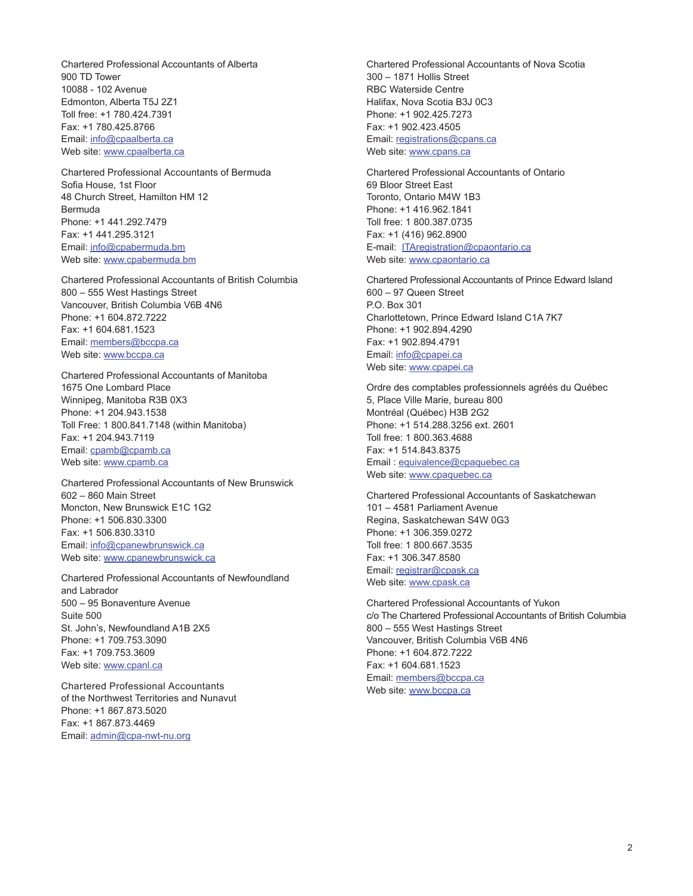Chartered Professional Accountants of Alberta
900 TD Tower
10088 - 102 Avenue
Edmonton, Alberta T5J 2Z1
Toll free: +1 780.424.7391
Fax: +1 780.425.8766
Email: info@cpaalberta.ca
Web site: www.cpaalberta.ca

Chartered Professional Accountants of Bermuda
Sofia House, 1st Floor
48 Church Street, Hamilton HM 12
Bermuda
Phone: +1 441.292.7479
Fax: +1 441.295.3121
Email: info@cpabermuda.bm
Web site: www.cpabermuda.bm

Chartered Professional Accountants of British Columbia
800 – 555 West Hastings Street
Vancouver, British Columbia V6B 4N6
Phone: +1 604.872.7222
Fax: +1 604.681.1523
Email: members@bccpa.ca
Web site: www.bccpa.ca

Chartered Professional Accountants of Manitoba
1675 One Lombard Place
Winnipeg, Manitoba R3B 0X3
Phone: +1 204.943.1538
Toll Free: 1 800.841.7148 (within Manitoba)
Fax: +1 204.943.7119
Email: cpamb@cpamb.ca
Web site: www.cpamb.ca

Chartered Professional Accountants of New Brunswick
602 – 860 Main Street
Moncton, New Brunswick E1C 1G2
Phone: +1 506.830.3300
Fax: +1 506.830.3310
Email: info@cpanewbrunswick.ca
Web site: www.cpanewbrunswick.ca

Chartered Professional Accountants of Newfoundland and Labrador
500 – 95 Bonaventure Avenue
Suite 500
St. John's, Newfoundland A1B 2X5
Phone: +1 709.753.3090
Fax: +1 709.753.3609
Web site: www.cpanl.ca

Chartered Professional Accountants of the Northwest Territories and Nunavut
Phone: +1 867.873.5020
Fax: +1 867.873.4469
Email: admin@cpa-nwt-nu.org

Chartered Professional Accountants of Nova Scotia
300 – 1871 Hollis Street
RBC Waterside Centre
Halifax, Nova Scotia B3J 0C3
Phone: +1 902.425.7273
Fax: +1 902.423.4505
Email: registrations@cpans.ca
Web site: www.cpans.ca

Chartered Professional Accountants of Ontario
69 Bloor Street East
Toronto, Ontario M4W 1B3
Phone: +1 416.962.1841
Toll free: 1 800.387.0735
Fax: +1 (416) 962.8900
E-mail: ITAregistration@cpaontario.ca
Web site: www.cpaontario.ca

Chartered Professional Accountants of Prince Edward Island
600 – 97 Queen Street
P.O. Box 301
Charlottetown, Prince Edward Island C1A 7K7
Phone: +1 902.894.4290
Fax: +1 902.894.4791
Email: info@cpapei.ca
Web site: www.cpapei.ca

Ordre des comptables professionnels agréés du Québec
5, Place Ville Marie, bureau 800
Montréal (Québec) H3B 2G2
Phone: +1 514.288.3256 ext. 2601
Toll free: 1 800.363.4688
Fax: +1 514.843.8375
Email : equivalence@cpaquebec.ca
Web site: www.cpaquebec.ca

Chartered Professional Accountants of Saskatchewan
101 – 4581 Parliament Avenue
Regina, Saskatchewan S4W 0G3
Phone: +1 306.359.0272
Toll free: 1 800.667.3535
Fax: +1 306.347.8580
Email: registrar@cpask.ca
Web site: www.cpask.ca

Chartered Professional Accountants of Yukon
c/o The Chartered Professional Accountants of British Columbia
800 – 555 West Hastings Street
Vancouver, British Columbia V6B 4N6
Phone: +1 604.872.7222
Fax: +1 604.681.1523
Email: members@bccpa.ca
Web site: www.bccpa.ca